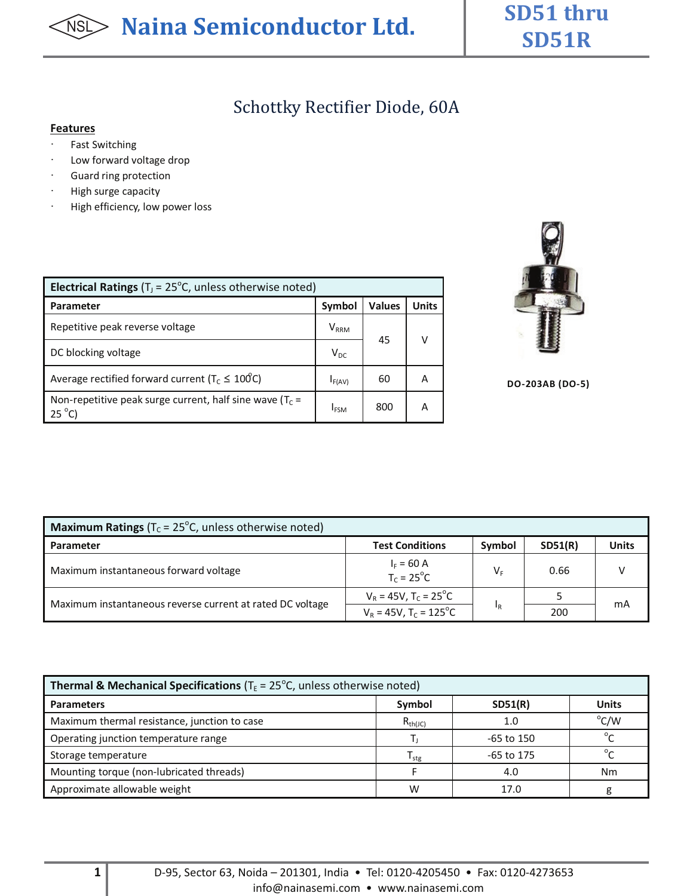# Naina Semiconductor Ltd.

## SD51 thru SD51R

## Schottky Rectifier Diode, 60A

**Features**

- Fast Switching
- Low forward voltage drop
- Guard ring protection
- High surge capacity
- High efficiency, low power loss

DO-203AB (DO-5)

| **Electrical Ratings** ($T_J$ = 25°C, unless otherwise noted) | | | |
|---|---|---|---|
| **Parameter** | **Symbol** | **Values** | **Units** |
| Repetitive peak reverse voltage | $V_{RRM}$ | 45 | V |
| DC blocking voltage | $V_{DC}$ | | |
| Average rectified forward current ($T_C$ ≤ 100°C) | $I_{F(AV)}$ | 60 | A |
| Non-repetitive peak surge current, half sine wave ($T_C$ = 25 °C) | $I_{FSM}$ | 800 | A |

| **Maximum Ratings** ($T_C$ = 25°C, unless otherwise noted) | | | | |
|---|---|---|---|---|
| **Parameter** | **Test Conditions** | **Symbol** | **SD51(R)** | **Units** |
| Maximum instantaneous forward voltage | $I_F$ = 60 A, $T_C$ = 25°C | $V_F$ | 0.66 | V |
| Maximum instantaneous reverse current at rated DC voltage | $V_R$ = 45V, $T_C$ = 25°C | $I_R$ | 5 | mA |
| | $V_R$ = 45V, $T_C$ = 125°C | | 200 | |

| **Thermal & Mechanical Specifications** ($T_E$ = 25°C, unless otherwise noted) | | | |
|---|---|---|---|
| **Parameters** | **Symbol** | **SD51(R)** | **Units** |
| Maximum thermal resistance, junction to case | $R_{th(JC)}$ | 1.0 | °C/W |
| Operating junction temperature range | $T_J$ | -65 to 150 | °C |
| Storage temperature | $T_{stg}$ | -65 to 175 | °C |
| Mounting torque (non-lubricated threads) | F | 4.0 | Nm |
| Approximate allowable weight | W | 17.0 | g |

D-95, Sector 63, Noida – 201301, India • Tel: 0120-4205450 • Fax: 0120-4273653
info@nainasemi.com • www.nainasemi.com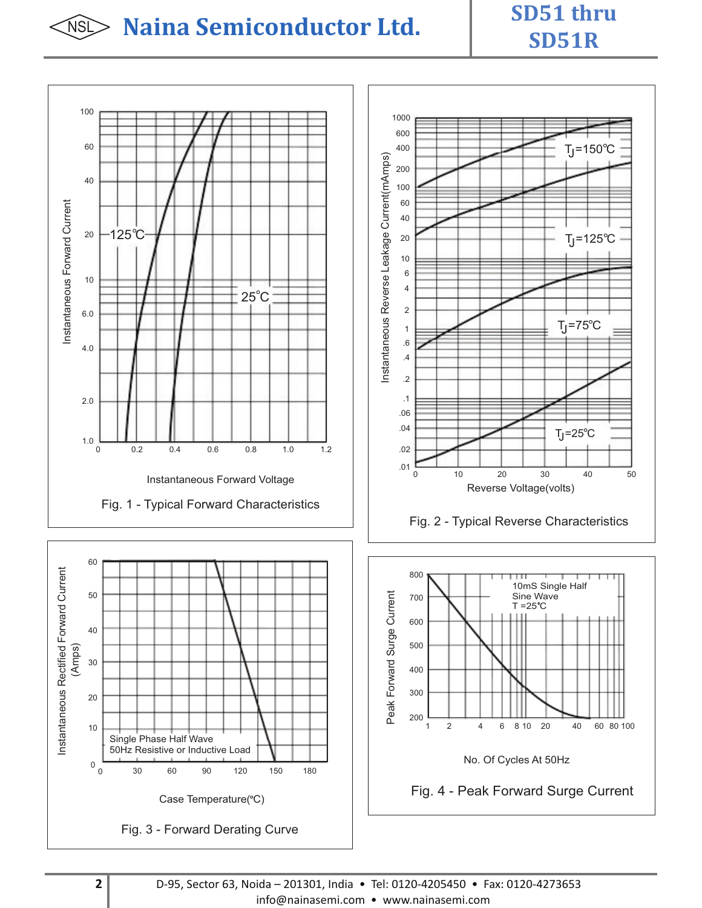Instantaneous Forward Current

100, 60, 40, 20, 10, 6.0, 4.0, 2.0, 1.0

125℃

25℃

0, 0.2, 0.4, 0.6, 0.8, 1.0, 1.2

Instantaneous Forward Voltage

Fig. 1 - Typical Forward Characteristics

Instantaneous Reverse Leakage Current(mAmps)

$T_J$=150℃

$T_J$=125℃

$T_J$=75℃

$T_J$=25℃

Reverse Voltage(volts)

Fig. 2 - Typical Reverse Characteristics

Instantaneous Rectified Forward Current (Amps)

Single Phase Half Wave
50Hz Resistive or Inductive Load

Case Temperature(℃)

Fig. 3 - Forward Derating Curve

Peak Forward Surge Current

10mS Single Half
Sine Wave
T =25℃

No. Of Cycles At 50Hz

Fig. 4 - Peak Forward Surge Current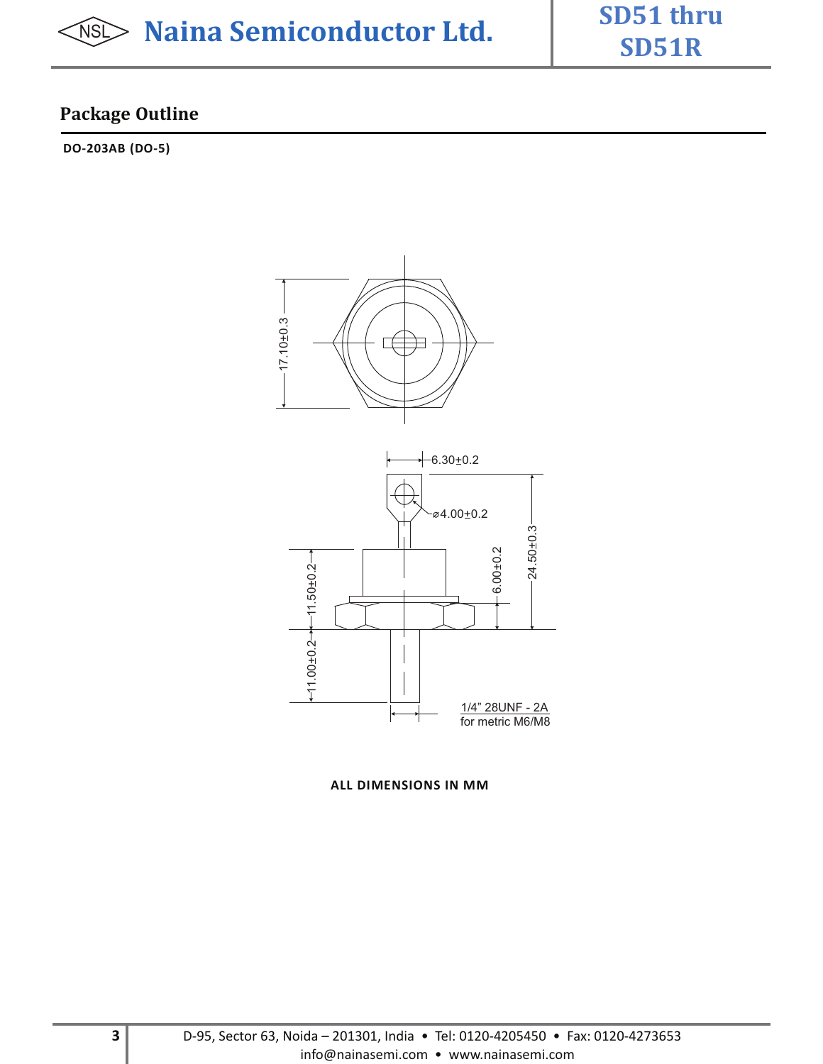## Package Outline

**DO-203AB (DO-5)**

17.10±0.3

6.30±0.2

ø4.00±0.2

24.50±0.3

6.00±0.2

11.50±0.2

11.00±0.2

1/4" 28UNF - 2A
for metric M6/M8

**ALL DIMENSIONS IN MM**